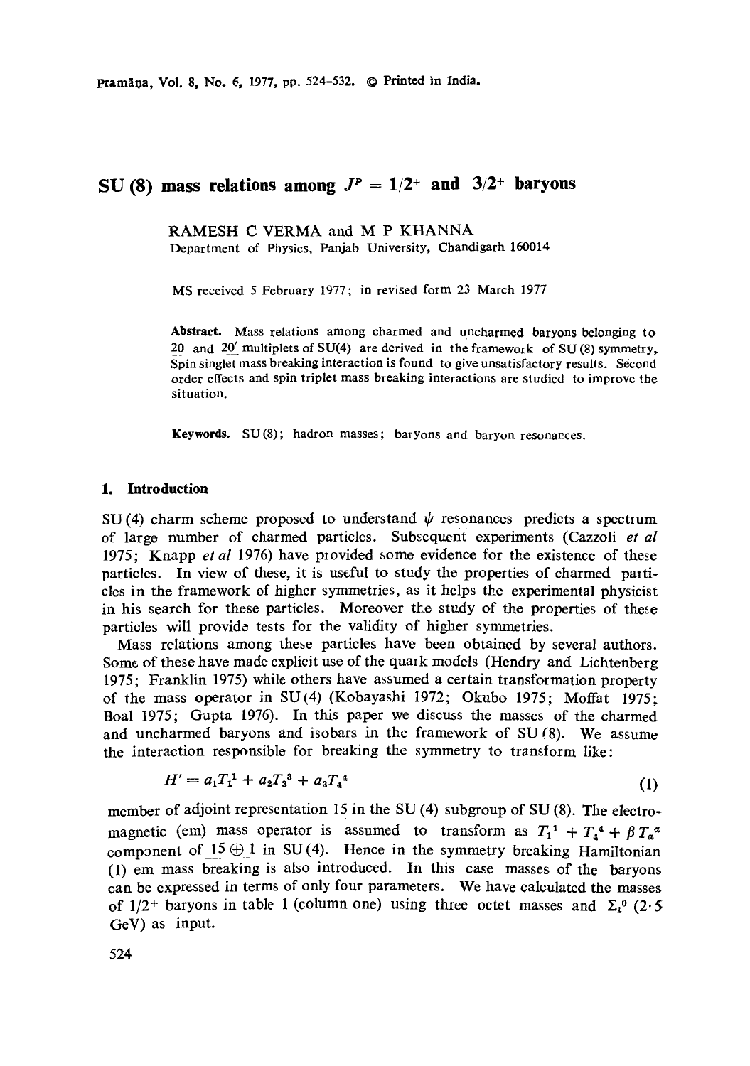# SU (8) mass relations among $J^P = 1/2^+$ and $3/2^+$ baryons

RAMESH C VERMA and M P KHANNA
Department of Physics, Panjab University, Chandigarh 160014

MS received 5 February 1977; in revised form 23 March 1977

**Abstract.** Mass relations among charmed and uncharmed baryons belonging to $\underline{20}$ and $\underline{20}'$ multiplets of SU(4) are derived in the framework of SU (8) symmetry. Spin singlet mass breaking interaction is found to give unsatisfactory results. Second order effects and spin triplet mass breaking interactions are studied to improve the situation.

**Keywords.** SU (8); hadron masses; baryons and baryon resonances.

## 1. Introduction

SU (4) charm scheme proposed to understand $\psi$ resonances predicts a spectrum of large number of charmed particles. Subsequent experiments (Cazzoli *et al* 1975; Knapp *et al* 1976) have provided some evidence for the existence of these particles. In view of these, it is useful to study the properties of charmed particles in the framework of higher symmetries, as it helps the experimental physicist in his search for these particles. Moreover the study of the properties of these particles will provide tests for the validity of higher symmetries.

Mass relations among these particles have been obtained by several authors. Some of these have made explicit use of the quark models (Hendry and Lichtenberg 1975; Franklin 1975) while others have assumed a certain transformation property of the mass operator in SU (4) (Kobayashi 1972; Okubo 1975; Moffat 1975; Boal 1975; Gupta 1976). In this paper we discuss the masses of the charmed and uncharmed baryons and isobars in the framework of SU (8). We assume the interaction responsible for breaking the symmetry to transform like:

$$H' = a_1 T_1^1 + a_2 T_3^3 + a_3 T_4^4 \tag{1}$$

member of adjoint representation $\underline{15}$ in the SU (4) subgroup of SU (8). The electromagnetic (em) mass operator is assumed to transform as $T_1^1 + T_4^4 + \beta T_a^a$ component of $\underline{15} \oplus \underline{1}$ in SU (4). Hence in the symmetry breaking Hamiltonian (1) em mass breaking is also introduced. In this case masses of the baryons can be expressed in terms of only four parameters. We have calculated the masses of $1/2^+$ baryons in table 1 (column one) using three octet masses and $\Sigma_1^0$ (2·5 GeV) as input.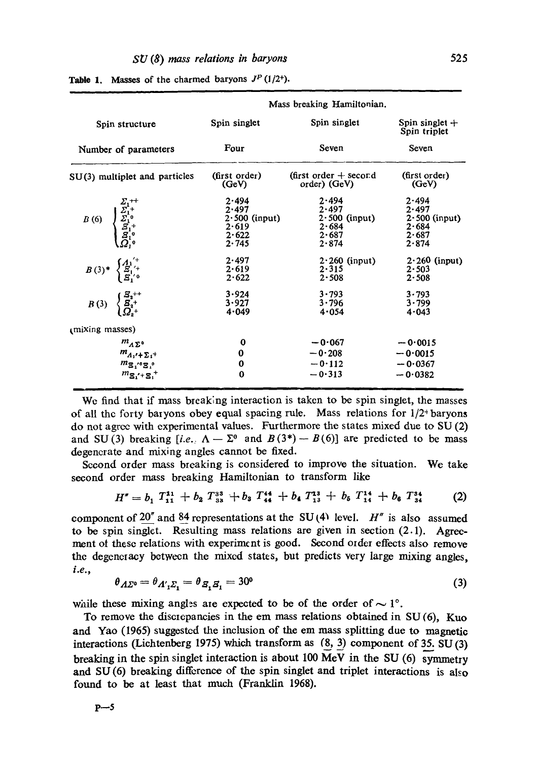**Table 1.** Masses of the charmed baryons $J^P (1/2^+)$.

| | Mass breaking Hamiltonian. | | |
|---|---|---|---|
| Spin structure | Spin singlet | Spin singlet | Spin singlet + Spin triplet |
| Number of parameters | Four | Seven | Seven |
| SU(3) multiplet and particles | (first order) (GeV) | (first order + second order) (GeV) | (first order) (GeV) |
| $B(6)$ $\Sigma_1^{++}$ | 2·494 | 2·494 | 2·494 |
| $\Sigma_1^{+}$ | 2·497 | 2·497 | 2·497 |
| $\Sigma_1^{0}$ | 2·500 (input) | 2·500 (input) | 2·500 (input) |
| $\Xi_1^{+}$ | 2·619 | 2·684 | 2·684 |
| $\Xi_1^{0}$ | 2·622 | 2·687 | 2·687 |
| $\Omega_1^{0}$ | 2·745 | 2·874 | 2·874 |
| $B(3)^*$ $\Lambda_1'^{+}$ | 2·497 | 2·260 (input) | 2·260 (input) |
| $\Xi_1'^{+}$ | 2·619 | 2·315 | 2·503 |
| $\Xi_1'^{0}$ | 2·622 | 2·508 | 2·508 |
| $B(3)$ $\Xi_2^{++}$ | 3·924 | 3·793 | 3·793 |
| $\Xi_2^{+}$ | 3·927 | 3·796 | 3·799 |
| $\Omega_2^{+}$ | 4·049 | 4·054 | 4·043 |
| (mixing masses) | | | |
| $m_{\Lambda\Sigma^0}$ | 0 | $-0{\cdot}067$ | $-0{\cdot}0015$ |
| $m_{\Lambda_1'^+\Sigma_1^+}$ | 0 | $-0{\cdot}208$ | $-0{\cdot}0015$ |
| $m_{\Xi_1'^0\Xi_1^0}$ | 0 | $-0{\cdot}112$ | $-0{\cdot}0367$ |
| $m_{\Xi_1'^+\Xi_1^+}$ | 0 | $-0{\cdot}313$ | $-0{\cdot}0382$ |

We find that if mass breaking interaction is taken to be spin singlet, the masses of all the forty baryons obey equal spacing rule. Mass relations for $1/2^+$ baryons do not agree with experimental values. Furthermore the states mixed due to SU(2) and SU(3) breaking [*i.e.*, $\Lambda - \Sigma^0$ and $B(3^*) - B(6)$] are predicted to be mass degenerate and mixing angles cannot be fixed.

Second order mass breaking is considered to improve the situation. We take second order mass breaking Hamiltonian to transform like

$$H'' = b_1\, T^{11}_{11} + b_2\, T^{33}_{33} + b_3\, T^{44}_{44} + b_4\, T^{13}_{13} + b_5\, T^{14}_{14} + b_6\, T^{34}_{34} \tag{2}$$

component of $\underline{20}''$ and $\underline{84}$ representations at the SU(4) level. $H''$ is also assumed to be spin singlet. Resulting mass relations are given in section (2.1). Agreement of these relations with experiment is good. Second order effects also remove the degeneracy between the mixed states, but predicts very large mixing angles, *i.e.*,

$$\theta_{\Lambda\Sigma^0} = \theta_{\Lambda'_1\Sigma_1} = \theta_{\Xi_1\Xi_1} = 30^0 \tag{3}$$

while these mixing angles are expected to be of the order of $\sim 1°$.

To remove the discrepancies in the em mass relations obtained in SU(6), Kuo and Yao (1965) suggested the inclusion of the em mass splitting due to magnetic interactions (Lichtenberg 1975) which transform as $(\underline{8}, \underline{3})$ component of $\underline{35}$. SU(3) breaking in the spin singlet interaction is about 100 MeV in the SU(6) symmetry and SU(6) breaking difference of the spin singlet and triplet interactions is also found to be at least that much (Franklin 1968).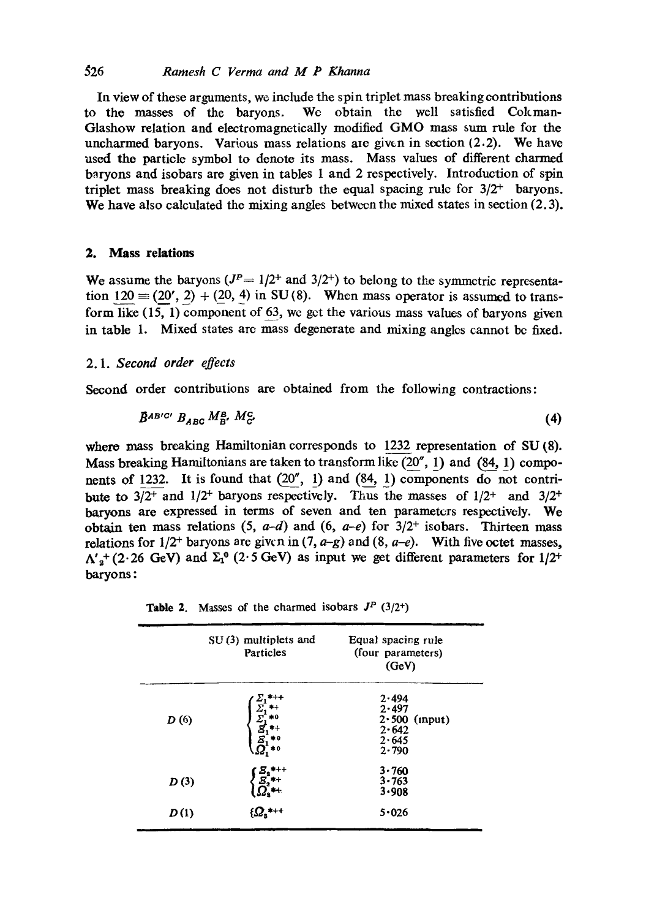In view of these arguments, we include the spin triplet mass breaking contributions to the masses of the baryons. We obtain the well satisfied Coleman-Glashow relation and electromagnetically modified GMO mass sum rule for the uncharmed baryons. Various mass relations are given in section (2.2). We have used the particle symbol to denote its mass. Mass values of different charmed baryons and isobars are given in tables 1 and 2 respectively. Introduction of spin triplet mass breaking does not disturb the equal spacing rule for $3/2^+$ baryons. We have also calculated the mixing angles between the mixed states in section (2.3).

## 2. Mass relations

We assume the baryons ($J^P = 1/2^+$ and $3/2^+$) to belong to the symmetric representation $\underline{120} \equiv (\underline{20}', \underline{2}) + (\underline{20}, \underline{4})$ in SU(8). When mass operator is assumed to transform like $(\underline{15}, \underline{1})$ component of $\underline{63}$, we get the various mass values of baryons given in table 1. Mixed states are mass degenerate and mixing angles cannot be fixed.

### 2.1. *Second order effects*

Second order contributions are obtained from the following contractions:

$$\bar{B}^{AB'C'} B_{ABC} M_{B'}^{B} M_{C'}^{C} \tag{4}$$

where mass breaking Hamiltonian corresponds to $\underline{1232}$ representation of SU(8). Mass breaking Hamiltonians are taken to transform like $(\underline{20}'', \underline{1})$ and $(\underline{84}, \underline{1})$ components of $\underline{1232}$. It is found that $(\underline{20}'', \underline{1})$ and $(\underline{84}, \underline{1})$ components do not contribute to $3/2^+$ and $1/2^+$ baryons respectively. Thus the masses of $1/2^+$ and $3/2^+$ baryons are expressed in terms of seven and ten parameters respectively. We obtain ten mass relations (5, *a–d*) and (6, *a–e*) for $3/2^+$ isobars. Thirteen mass relations for $1/2^+$ baryons are given in (7, *a–g*) and (8, *a–e*). With five octet masses, $\Lambda'^{+}_{2}$ (2·26 GeV) and $\Sigma_1^0$ (2·5 GeV) as input we get different parameters for $1/2^+$ baryons:

**Table 2.** Masses of the charmed isobars $J^P$ $(3/2^+)$

| SU(3) multiplets | Particles | Equal spacing rule (four parameters) (GeV) |
|---|---|---|
| $D(6)$ | $\Sigma_1^{*++}$ | 2·494 |
| | $\Sigma_1^{*+}$ | 2·497 |
| | $\Sigma_1^{*0}$ | 2·500 (input) |
| | $\Xi_1^{*+}$ | 2·642 |
| | $\Xi_1^{*0}$ | 2·645 |
| | $\Omega_1^{*0}$ | 2·790 |
| $D(3)$ | $\Xi_2^{*++}$ | 3·760 |
| | $\Xi_2^{*+}$ | 3·763 |
| | $\Omega_2^{*+}$ | 3·908 |
| $D(1)$ | $\Omega_3^{*++}$ | 5·026 |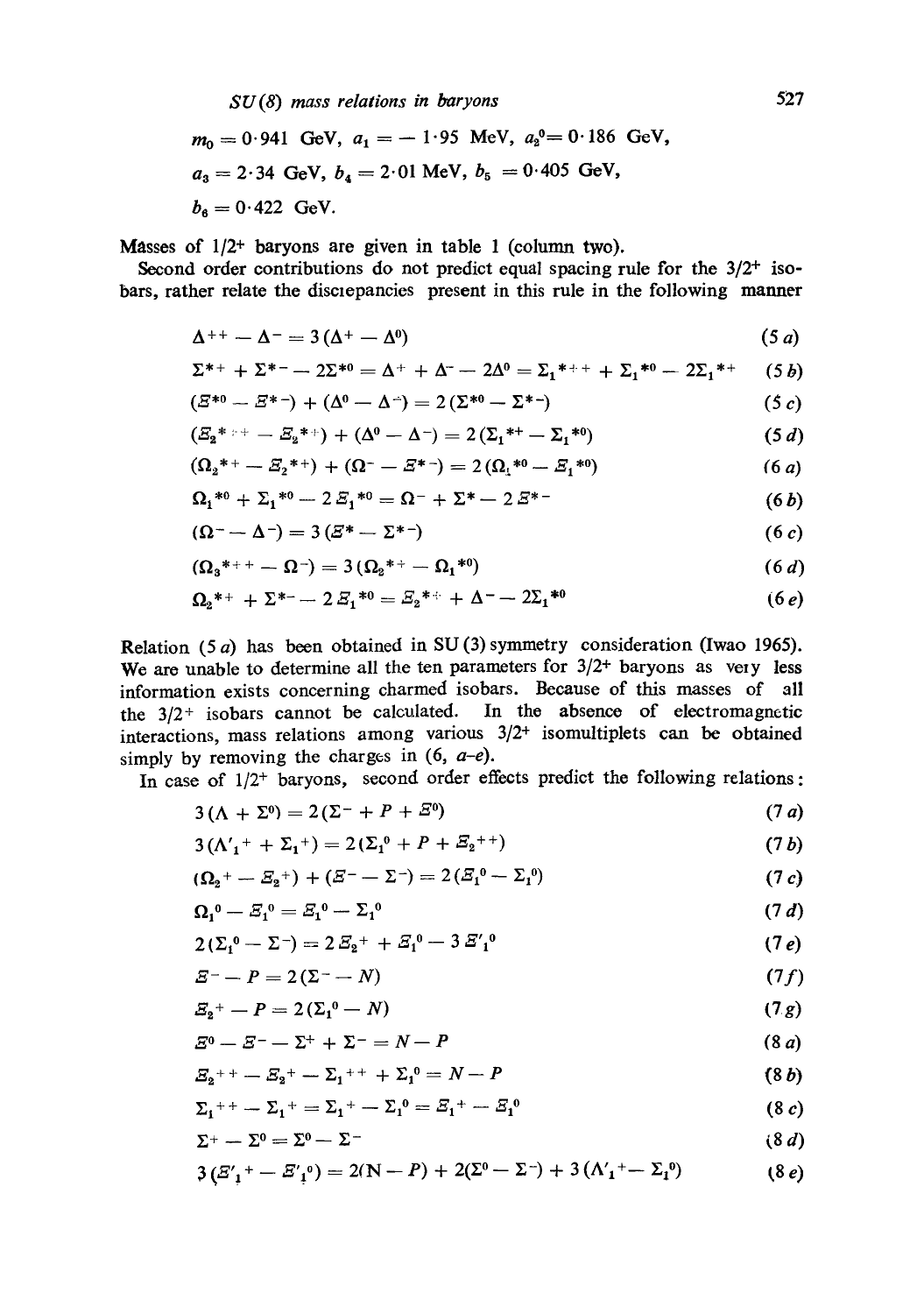$m_0 = 0{\cdot}941$ GeV, $a_1 = -1{\cdot}95$ MeV, $a_2{}^0 = 0{\cdot}186$ GeV,

$a_3 = 2{\cdot}34$ GeV, $b_4 = 2{\cdot}01$ MeV, $b_5 = 0{\cdot}405$ GeV,

$b_6 = 0{\cdot}422$ GeV.

Masses of $1/2^+$ baryons are given in table 1 (column two).

Second order contributions do not predict equal spacing rule for the $3/2^+$ isobars, rather relate the discrepancies present in this rule in the following manner

$$\Delta^{++} - \Delta^{-} = 3(\Delta^{+} - \Delta^{0}) \tag{5a}$$

$$\Sigma^{*+} + \Sigma^{*-} - 2\Sigma^{*0} = \Delta^{+} + \Delta^{-} - 2\Delta^{0} = \Sigma_1{}^{*++} + \Sigma_1{}^{*0} - 2\Sigma_1{}^{*+} \tag{5b}$$

$$(\Xi^{*0} - \Xi^{*-}) + (\Delta^{0} - \Delta^{-}) = 2(\Sigma^{*0} - \Sigma^{*-}) \tag{5c}$$

$$(\Xi_2{}^{*++} - \Xi_2{}^{*+}) + (\Delta^{0} - \Delta^{-}) = 2(\Sigma_1{}^{*+} - \Sigma_1{}^{*0}) \tag{5d}$$

$$(\Omega_2{}^{*+} - \Xi_2{}^{*+}) + (\Omega^{-} - \Xi^{*-}) = 2(\Omega_1{}^{*0} - \Xi_1{}^{*0}) \tag{6a}$$

$$\Omega_1{}^{*0} + \Sigma_1{}^{*0} - 2\,\Xi_1{}^{*0} = \Omega^{-} + \Sigma^{*} - 2\,\Xi^{*-} \tag{6b}$$

$$(\Omega^{-} - \Delta^{-}) = 3(\Xi^{*} - \Sigma^{*-}) \tag{6c}$$

$$(\Omega_3{}^{*++} - \Omega^{-}) = 3(\Omega_2{}^{*+} - \Omega_1{}^{*0}) \tag{6d}$$

$$\Omega_2{}^{*+} + \Sigma^{*-} - 2\,\Xi_1{}^{*0} = \Xi_2{}^{*+} + \Delta^{-} - 2\Sigma_1{}^{*0} \tag{6e}$$

Relation (5 $a$) has been obtained in SU(3) symmetry consideration (Iwao 1965). We are unable to determine all the ten parameters for $3/2^+$ baryons as very less information exists concerning charmed isobars. Because of this masses of all the $3/2^+$ isobars cannot be calculated. In the absence of electromagnetic interactions, mass relations among various $3/2^+$ isomultiplets can be obtained simply by removing the charges in (6, $a$–$e$).

In case of $1/2^+$ baryons, second order effects predict the following relations:

$$3(\Lambda + \Sigma^{0}) = 2(\Sigma^{-} + P + \Xi^{0}) \tag{7a}$$

$$3(\Lambda'_1{}^{+} + \Sigma_1{}^{+}) = 2(\Sigma_1{}^{0} + P + \Xi_2{}^{++}) \tag{7b}$$

$$(\Omega_2{}^{+} - \Xi_2{}^{+}) + (\Xi^{-} - \Sigma^{-}) = 2(\Xi_1{}^{0} - \Sigma_1{}^{0}) \tag{7c}$$

$$\Omega_1{}^{0} - \Xi_1{}^{0} = \Xi_1{}^{0} - \Sigma_1{}^{0} \tag{7d}$$

$$2(\Sigma_1{}^{0} - \Sigma^{-}) = 2\,\Xi_2{}^{+} + \Xi_1{}^{0} - 3\,\Xi'_1{}^{0} \tag{7e}$$

$$\Xi^{-} - P = 2(\Sigma^{-} - N) \tag{7f}$$

$$\Xi_2{}^{+} - P = 2(\Sigma_1{}^{0} - N) \tag{7g}$$

$$\Xi^{0} - \Xi^{-} - \Sigma^{+} + \Sigma^{-} = N - P \tag{8a}$$

$$\Xi_2{}^{++} - \Xi_2{}^{+} - \Sigma_1{}^{++} + \Sigma_1{}^{0} = N - P \tag{8b}$$

$$\Sigma_1{}^{++} - \Sigma_1{}^{+} = \Sigma_1{}^{+} - \Sigma_1{}^{0} = \Xi_1{}^{+} - \Xi_1{}^{0} \tag{8c}$$

$$\Sigma^{+} - \Sigma^{0} = \Sigma^{0} - \Sigma^{-} \tag{8d}$$

$$3(\Xi'_1{}^{+} - \Xi'_1{}^{0}) = 2(N - P) + 2(\Sigma^{0} - \Sigma^{-}) + 3(\Lambda'_1{}^{+} - \Sigma_1{}^{0}) \tag{8e}$$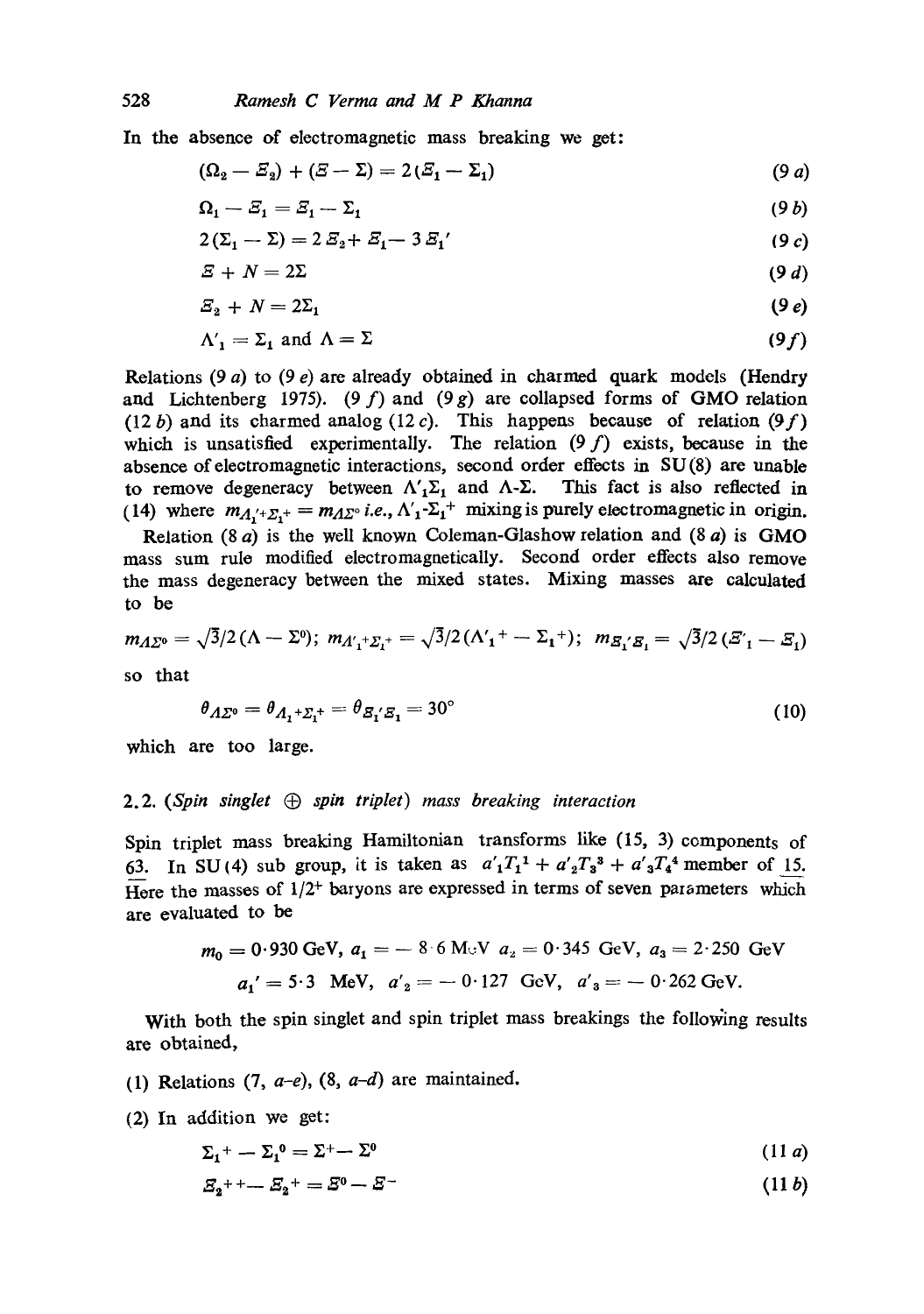In the absence of electromagnetic mass breaking we get:

$$(\Omega_2 - \Xi_2) + (\Xi - \Sigma) = 2(\Xi_1 - \Sigma_1) \tag{9 a}$$

$$\Omega_1 - \Xi_1 = \Xi_1 - \Sigma_1 \tag{9 b}$$

$$2(\Sigma_1 - \Sigma) = 2\Xi_2 + \Xi_1 - 3\Xi_1' \tag{9 c}$$

$$\Xi + N = 2\Sigma \tag{9 d}$$

$$\Xi_2 + N = 2\Sigma_1 \tag{9 e}$$

$$\Lambda'_1 = \Sigma_1 \text{ and } \Lambda = \Sigma \tag{9 f}$$

Relations (9 *a*) to (9 *e*) are already obtained in charmed quark models (Hendry and Lichtenberg 1975). (9 *f*) and (9 *g*) are collapsed forms of GMO relation (12 *b*) and its charmed analog (12 *c*). This happens because of relation (9 *f*) which is unsatisfied experimentally. The relation (9 *f*) exists, because in the absence of electromagnetic interactions, second order effects in SU(8) are unable to remove degeneracy between $\Lambda'_1\Sigma_1$ and $\Lambda$-$\Sigma$. This fact is also reflected in (14) where $m_{\Lambda_1'^+\Sigma_1^+} = m_{\Lambda\Sigma^0}$ *i.e.*, $\Lambda'_1$-$\Sigma_1^+$ mixing is purely electromagnetic in origin.

Relation (8 *a*) is the well known Coleman-Glashow relation and (8 *a*) is GMO mass sum rule modified electromagnetically. Second order effects also remove the mass degeneracy between the mixed states. Mixing masses are calculated to be

$$m_{\Lambda\Sigma^0} = \sqrt{3}/2\,(\Lambda - \Sigma^0);\; m_{\Lambda'_1{}^+\Sigma_1^+} = \sqrt{3}/2\,(\Lambda'_1{}^+ - \Sigma_1{}^+);\; m_{\Xi_1'\Xi_1} = \sqrt{3}/2\,(\Xi'_1 - \Xi_1)$$

so that

$$\theta_{\Lambda\Sigma^0} = \theta_{\Lambda_1{}^+\Sigma_1{}^+} = \theta_{\Xi_1'\Xi_1} = 30^\circ \tag{10}$$

which are too large.

### 2.2. *(Spin singlet $\oplus$ spin triplet) mass breaking interaction*

Spin triplet mass breaking Hamiltonian transforms like (15, 3) components of $\underline{63}$. In SU(4) sub group, it is taken as $a'_1T_1^1 + a'_2T_3^3 + a'_3T_4^4$ member of $\underline{15}$. Here the masses of $1/2^+$ baryons are expressed in terms of seven parameters which are evaluated to be

$$m_0 = 0{\cdot}930 \text{ GeV},\; a_1 = -8{\cdot}6 \text{ MeV}\; a_2 = 0{\cdot}345 \text{ GeV},\; a_3 = 2{\cdot}250 \text{ GeV}$$

$$a_1' = 5{\cdot}3 \text{ MeV},\; a'_2 = -0{\cdot}127 \text{ GeV},\; a'_3 = -0{\cdot}262 \text{ GeV}.$$

With both the spin singlet and spin triplet mass breakings the following results are obtained,

(1) Relations (7, *a–e*), (8, *a–d*) are maintained.

(2) In addition we get:

$$\Sigma_1{}^+ - \Sigma_1{}^0 = \Sigma^+ - \Sigma^0 \tag{11 a}$$

$$\Xi_2{}^{++} - \Xi_2{}^+ = \Xi^0 - \Xi^- \tag{11 b}$$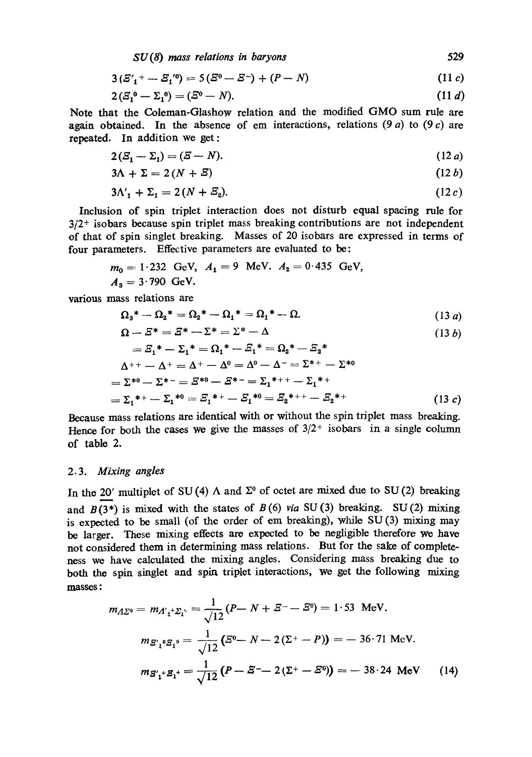$$3(\Xi'^{+}_1 - \Xi'^{0}_1) = 5(\Xi^0 - \Xi^-) + (P - N) \tag{11 c}$$

$$2(\Xi^0_1 - \Sigma^0_1) = (\Xi^0 - N). \tag{11 d}$$

Note that the Coleman-Glashow relation and the modified GMO sum rule are again obtained. In the absence of em interactions, relations (9 *a*) to (9 *c*) are repeated. In addition we get:

$$2(\Xi_1 - \Sigma_1) = (\Xi - N). \tag{12 a}$$

$$3\Lambda + \Sigma = 2(N + \Xi) \tag{12 b}$$

$$3\Lambda'_1 + \Sigma_1 = 2(N + \Xi_2). \tag{12 c}$$

Inclusion of spin triplet interaction does not disturb equal spacing rule for $3/2^+$ isobars because spin triplet mass breaking contributions are not independent of that of spin singlet breaking. Masses of 20 isobars are expressed in terms of four parameters. Effective parameters are evaluated to be:

$$m_0 = 1{\cdot}232 \text{ GeV}, \; A_1 = 9 \text{ MeV}. \; A_2 = 0{\cdot}435 \text{ GeV}, \; A_3 = 3{\cdot}790 \text{ GeV}.$$

various mass relations are

$$\Omega_3{}^* - \Omega_2{}^* = \Omega_2{}^* - \Omega_1{}^* = \Omega_1{}^* - \Omega. \tag{13 a}$$

$$\Omega - \Xi^* = \Xi^* - \Sigma^* = \Sigma^* - \Delta \tag{13 b}$$

$$= \Xi_1{}^* - \Sigma_1{}^* = \Omega_1{}^* - \Xi_1{}^* = \Omega_2{}^* - \Xi_2{}^*$$

$$\Delta^{++} - \Delta^{+} = \Delta^{+} - \Delta^{0} = \Delta^{0} - \Delta^{-} = \Sigma^{*+} - \Sigma^{*0}$$

$$= \Sigma^{*0} - \Sigma^{*-} = \Xi^{*0} - \Xi^{*-} = \Sigma_1{}^{*++} - \Sigma_1{}^{*+}$$

$$= \Sigma_1{}^{*+} - \Sigma_1{}^{*0} = \Xi_1{}^{*+} - \Xi_1{}^{*0} = \Xi_2{}^{*++} - \Xi_2{}^{*+} \tag{13 c}$$

Because mass relations are identical with or without the spin triplet mass breaking. Hence for both the cases we give the masses of $3/2^+$ isobars in a single column of table 2.

### 2.3. *Mixing angles*

In the $\underline{20}'$ multiplet of SU (4) $\Lambda$ and $\Sigma^0$ of octet are mixed due to SU (2) breaking and $B(\underline{3}^*)$ is mixed with the states of $B(6)$ *via* SU (3) breaking. SU (2) mixing is expected to be small (of the order of em breaking), while SU (3) mixing may be larger. These mixing effects are expected to be negligible therefore we have not considered them in determining mass relations. But for the sake of completeness we have calculated the mixing angles. Considering mass breaking due to both the spin singlet and spin triplet interactions, we get the following mixing masses:

$$m_{\Lambda\Sigma^0} = m_{\Lambda'_1{}^{+}\Sigma_1{}^{+}} = \frac{1}{\sqrt{12}}(P - N + \Xi^- - \Xi^0) = 1{\cdot}53 \text{ MeV}.$$

$$m_{\Xi'_1{}^0\Xi_1{}^0} = \frac{1}{\sqrt{12}}(\Xi^0 - N - 2(\Sigma^+ - P)) = -\,36{\cdot}71 \text{ MeV}.$$

$$m_{\Xi'_1{}^{+}\Xi_1{}^{+}} = \frac{1}{\sqrt{12}}(P - \Xi^- - 2(\Sigma^+ - \Xi^0)) = -\,38{\cdot}24 \text{ MeV} \tag{14}$$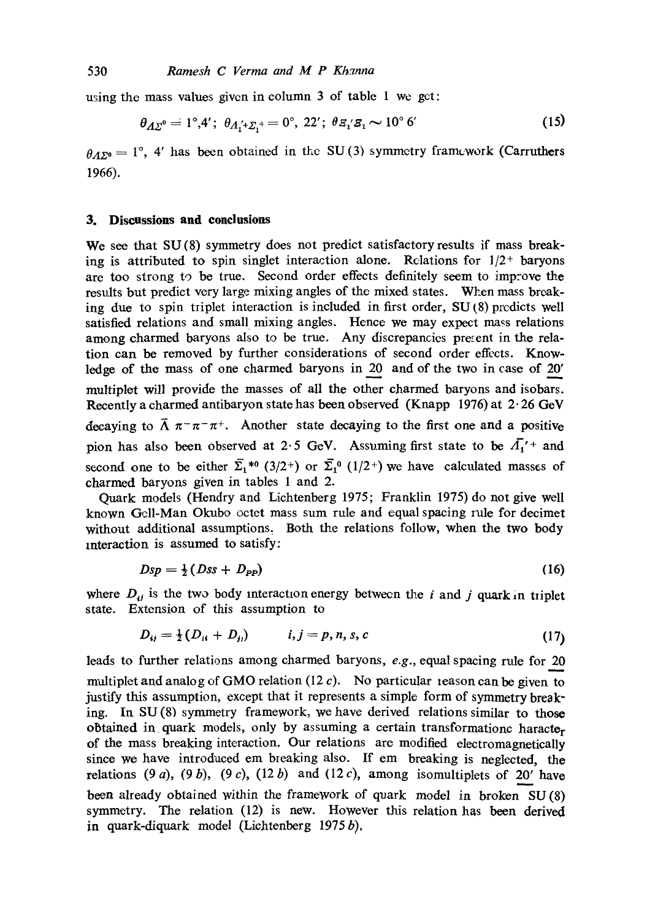using the mass values given in column 3 of table 1 we get:

$$\theta_{\Lambda\Sigma^0} = 1°,4'; \ \theta_{\Lambda_1'^+\Sigma_1^+} = 0°, \ 22'; \ \theta_{\Xi_1'\Xi_1} \sim 10° \ 6' \tag{15}$$

$\theta_{\Lambda\Sigma^0} = 1°$, 4′ has been obtained in the SU(3) symmetry framework (Carruthers 1966).

## 3. Discussions and conclusions

We see that SU(8) symmetry does not predict satisfactory results if mass breaking is attributed to spin singlet interaction alone. Relations for $1/2^+$ baryons are too strong to be true. Second order effects definitely seem to improve the results but predict very large mixing angles of the mixed states. When mass breaking due to spin triplet interaction is included in first order, SU(8) predicts well satisfied relations and small mixing angles. Hence we may expect mass relations among charmed baryons also to be true. Any discrepancies present in the relation can be removed by further considerations of second order effects. Knowledge of the mass of one charmed baryons in $\underline{20}$ and of the two in case of $\underline{20'}$ multiplet will provide the masses of all the other charmed baryons and isobars. Recently a charmed antibaryon state has been observed (Knapp 1976) at 2·26 GeV decaying to $\bar{\Lambda}\ \pi^-\pi^-\pi^+$. Another state decaying to the first one and a positive pion has also been observed at 2·5 GeV. Assuming first state to be $\bar{\Lambda}_1'^+$ and second one to be either $\bar{\Sigma}_1^{*0}$ $(3/2^+)$ or $\bar{\Sigma}_1^0$ $(1/2^+)$ we have calculated masses of charmed baryons given in tables 1 and 2.

Quark models (Hendry and Lichtenberg 1975; Franklin 1975) do not give well known Gell-Man Okubo octet mass sum rule and equal spacing rule for decimet without additional assumptions. Both the relations follow, when the two body interaction is assumed to satisfy:

$$D_{sp} = \tfrac{1}{2}(D_{ss} + D_{pp}) \tag{16}$$

where $D_{ij}$ is the two body interaction energy between the $i$ and $j$ quark in triplet state. Extension of this assumption to

$$D_{ij} = \tfrac{1}{2}(D_{ii} + D_{jj}) \qquad i, j = p, n, s, c \tag{17}$$

leads to further relations among charmed baryons, *e.g.*, equal spacing rule for $\underline{20}$ multiplet and analog of GMO relation (12 *c*). No particular reason can be given to justify this assumption, except that it represents a simple form of symmetry breaking. In SU(8) symmetry framework, we have derived relations similar to those obtained in quark models, only by assuming a certain transformation character of the mass breaking interaction. Our relations are modified electromagnetically since we have introduced em breaking also. If em breaking is neglected, the relations (9 *a*), (9 *b*), (9 *c*), (12 *b*) and (12 *c*), among isomultiplets of $\underline{20'}$ have been already obtained within the framework of quark model in broken SU(8) symmetry. The relation (12) is new. However this relation has been derived in quark-diquark model (Lichtenberg 1975 *b*).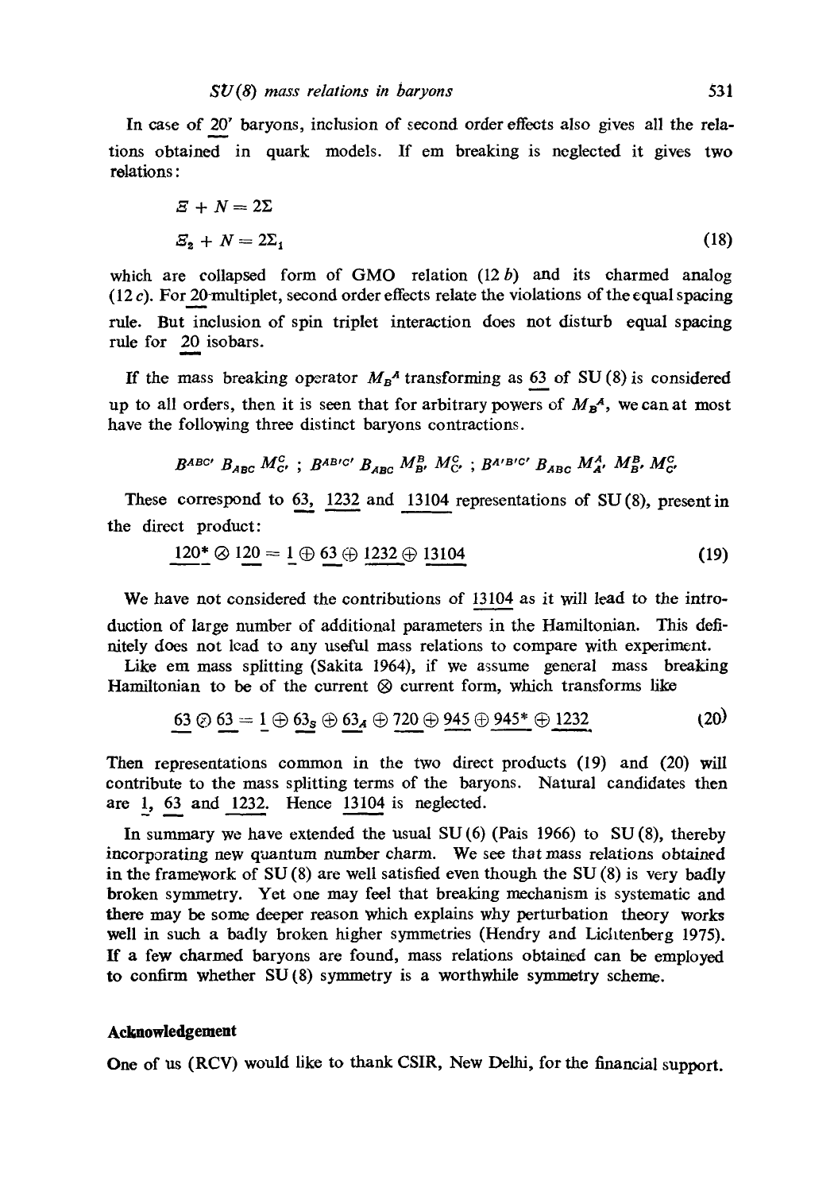In case of $\underline{20}'$ baryons, inclusion of second order effects also gives all the relations obtained in quark models. If em breaking is neglected it gives two relations:

$$\Xi + N = 2\Sigma$$

$$\Xi_2 + N = 2\Sigma_1 \tag{18}$$

which are collapsed form of GMO relation (12 *b*) and its charmed analog (12 *c*). For $\underline{20}$-multiplet, second order effects relate the violations of the equal spacing rule. But inclusion of spin triplet interaction does not disturb equal spacing rule for $\underline{20}$ isobars.

If the mass breaking operator $M_B^A$ transforming as $\underline{63}$ of SU (8) is considered up to all orders, then it is seen that for arbitrary powers of $M_B^A$, we can at most have the following three distinct baryons contractions.

$$B^{ABC'} B_{ABC} M^C_{C'} \; ; \; B^{AB'C'} B_{ABC} M^B_{B'} M^C_{C'} \; ; \; B^{A'B'C'} B_{ABC} M^A_{A'} M^B_{B'} M^C_{C'}$$

These correspond to $\underline{63}$, $\underline{1232}$ and $\underline{13104}$ representations of SU (8), present in the direct product:

$$\underline{120}^* \otimes \underline{120} = \underline{1} \oplus \underline{63} \oplus \underline{1232} \oplus \underline{13104} \tag{19}$$

We have not considered the contributions of $\underline{13104}$ as it will lead to the introduction of large number of additional parameters in the Hamiltonian. This definitely does not lead to any useful mass relations to compare with experiment.

Like em mass splitting (Sakita 1964), if we assume general mass breaking Hamiltonian to be of the current $\otimes$ current form, which transforms like

$$\underline{63} \otimes \underline{63} = \underline{1} \oplus \underline{63}_S \oplus \underline{63}_A \oplus \underline{720} \oplus \underline{945} \oplus \underline{945}^* \oplus \underline{1232} \tag{20}$$

Then representations common in the two direct products (19) and (20) will contribute to the mass splitting terms of the baryons. Natural candidates then are $\underline{1}$, $\underline{63}$ and $\underline{1232}$. Hence $\underline{13104}$ is neglected.

In summary we have extended the usual SU (6) (Pais 1966) to SU (8), thereby incorporating new quantum number charm. We see that mass relations obtained in the framework of SU (8) are well satisfied even though the SU (8) is very badly broken symmetry. Yet one may feel that breaking mechanism is systematic and there may be some deeper reason which explains why perturbation theory works well in such a badly broken higher symmetries (Hendry and Lichtenberg 1975). If a few charmed baryons are found, mass relations obtained can be employed to confirm whether SU (8) symmetry is a worthwhile symmetry scheme.

### Acknowledgement

One of us (RCV) would like to thank CSIR, New Delhi, for the financial support.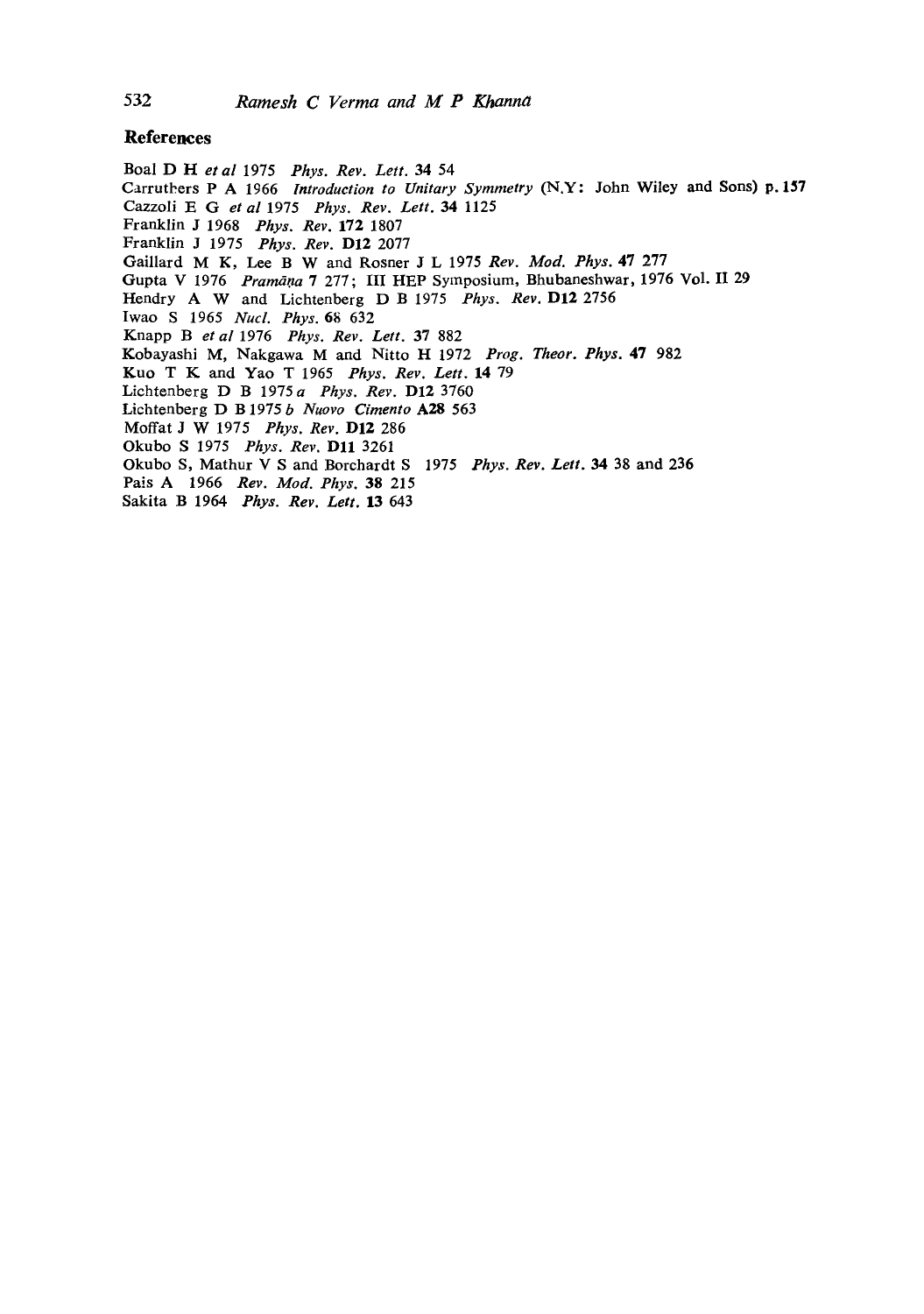## References

Boal D H *et al* 1975 *Phys. Rev. Lett.* **34** 54
Carruthers P A 1966 *Introduction to Unitary Symmetry* (N.Y: John Wiley and Sons) **p. 157**
Cazzoli E G *et al* 1975 *Phys. Rev. Lett.* **34** 1125
Franklin J 1968 *Phys. Rev.* **172** 1807
Franklin J 1975 *Phys. Rev.* **D12** 2077
Gaillard M K, Lee B W and Rosner J L 1975 *Rev. Mod. Phys.* **47** 277
Gupta V 1976 *Pramāṇa* **7** 277; III HEP Symposium, Bhubaneshwar, 1976 Vol. II 29
Hendry A W and Lichtenberg D B 1975 *Phys. Rev.* **D12** 2756
Iwao S 1965 *Nucl. Phys.* **68** 632
Knapp B *et al* 1976 *Phys. Rev. Lett.* **37** 882
Kobayashi M, Nakgawa M and Nitto H 1972 *Prog. Theor. Phys.* **47** 982
Kuo T K and Yao T 1965 *Phys. Rev. Lett.* **14** 79
Lichtenberg D B 1975*a* *Phys. Rev.* **D12** 3760
Lichtenberg D B 1975*b* *Nuovo Cimento* **A28** 563
Moffat J W 1975 *Phys. Rev.* **D12** 286
Okubo S 1975 *Phys. Rev.* **D11** 3261
Okubo S, Mathur V S and Borchardt S 1975 *Phys. Rev. Lett.* **34** 38 and 236
Pais A 1966 *Rev. Mod. Phys.* **38** 215
Sakita B 1964 *Phys. Rev. Lett.* **13** 643